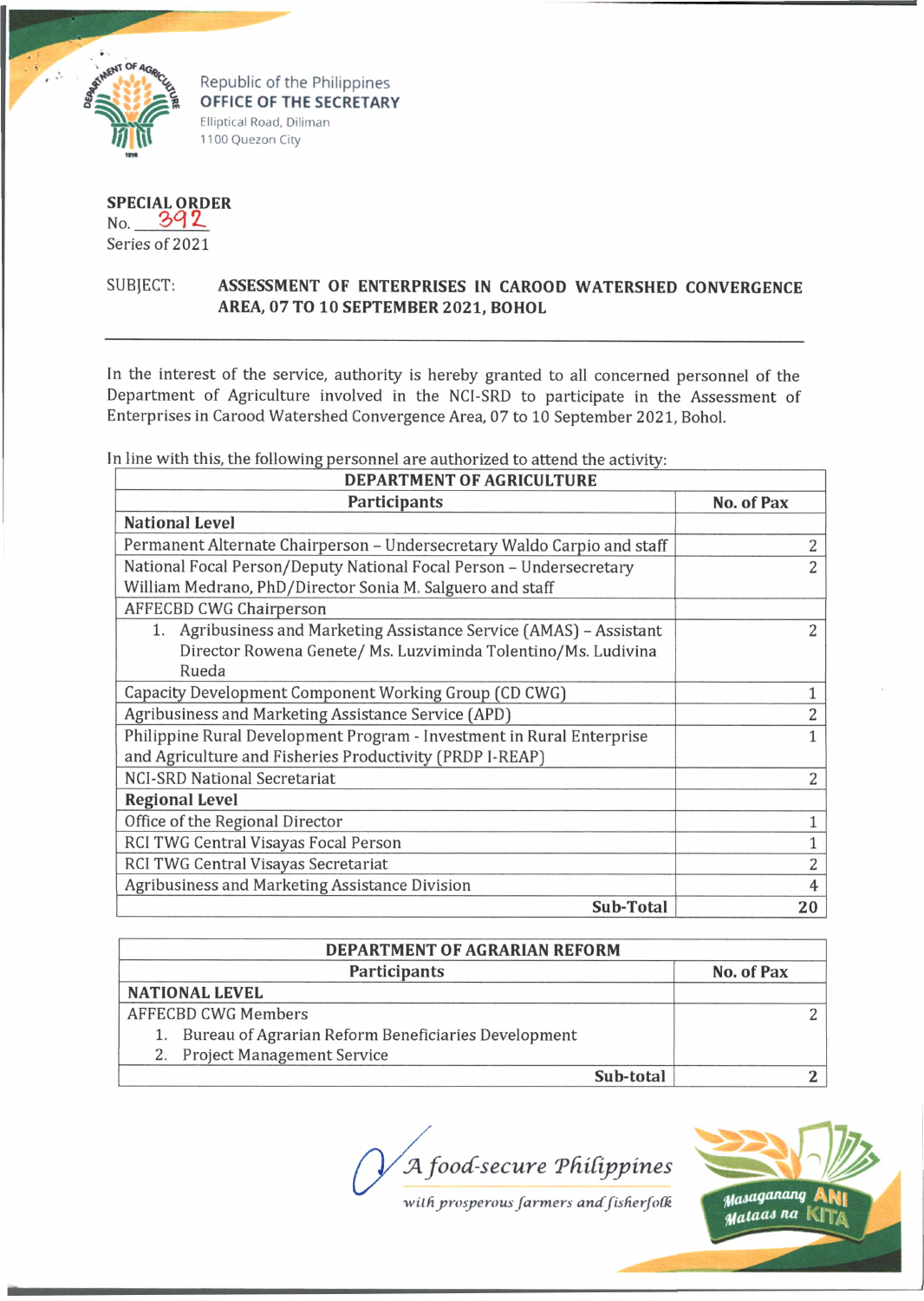Republic of the Philippines
**OFFICE OF THE SECRETARY**
Elliptical Road, Diliman
1100 Quezon City

**SPECIAL ORDER**
No. 392
Series of 2021

SUBJECT: **ASSESSMENT OF ENTERPRISES IN CAROOD WATERSHED CONVERGENCE AREA, 07 TO 10 SEPTEMBER 2021, BOHOL**

---

In the interest of the service, authority is hereby granted to all concerned personnel of the Department of Agriculture involved in the NCI-SRD to participate in the Assessment of Enterprises in Carood Watershed Convergence Area, 07 to 10 September 2021, Bohol.

In line with this, the following personnel are authorized to attend the activity:

| **DEPARTMENT OF AGRICULTURE** | |
|---|---|
| **Participants** | **No. of Pax** |
| **National Level** | |
| Permanent Alternate Chairperson – Undersecretary Waldo Carpio and staff | 2 |
| National Focal Person/Deputy National Focal Person – Undersecretary William Medrano, PhD/Director Sonia M. Salguero and staff | 2 |
| AFFECBD CWG Chairperson | |
| 1. Agribusiness and Marketing Assistance Service (AMAS) – Assistant Director Rowena Genete/ Ms. Luzviminda Tolentino/Ms. Ludivina Rueda | 2 |
| Capacity Development Component Working Group (CD CWG) | 1 |
| Agribusiness and Marketing Assistance Service (APD) | 2 |
| Philippine Rural Development Program - Investment in Rural Enterprise and Agriculture and Fisheries Productivity (PRDP I-REAP) | 1 |
| NCI-SRD National Secretariat | 2 |
| **Regional Level** | |
| Office of the Regional Director | 1 |
| RCI TWG Central Visayas Focal Person | 1 |
| RCI TWG Central Visayas Secretariat | 2 |
| Agribusiness and Marketing Assistance Division | 4 |
| **Sub-Total** | **20** |

| **DEPARTMENT OF AGRARIAN REFORM** | |
|---|---|
| **Participants** | **No. of Pax** |
| **NATIONAL LEVEL** | |
| AFFECBD CWG Members<br>1. Bureau of Agrarian Reform Beneficiaries Development<br>2. Project Management Service | 2 |
| **Sub-total** | **2** |

*A food-secure Philippines*
*with prosperous farmers and fisherfolk*

Masaganang ANI Mataas na KITA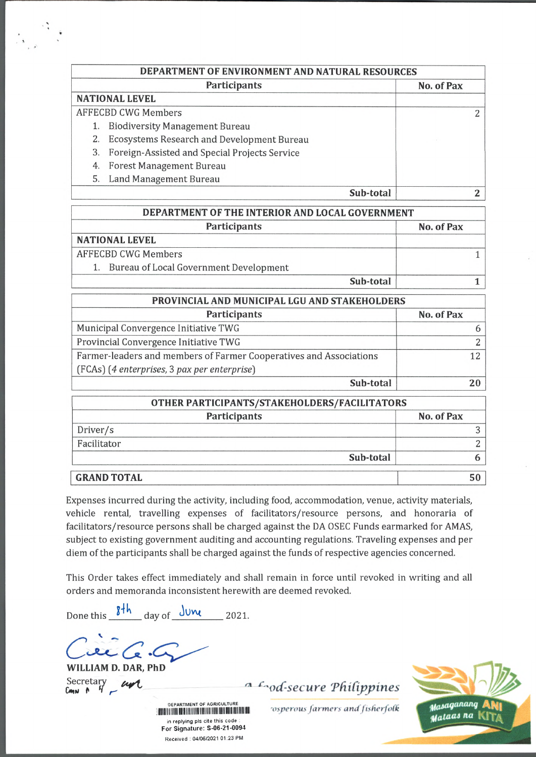| DEPARTMENT OF ENVIRONMENT AND NATURAL RESOURCES | |
|---|---|
| **Participants** | **No. of Pax** |
| **NATIONAL LEVEL** | |
| AFFECBD CWG Members<br>1. Biodiversity Management Bureau<br>2. Ecosystems Research and Development Bureau<br>3. Foreign-Assisted and Special Projects Service<br>4. Forest Management Bureau<br>5. Land Management Bureau | 2 |
| **Sub-total** | **2** |

| DEPARTMENT OF THE INTERIOR AND LOCAL GOVERNMENT | |
|---|---|
| **Participants** | **No. of Pax** |
| **NATIONAL LEVEL** | |
| AFFECBD CWG Members<br>1. Bureau of Local Government Development | 1 |
| **Sub-total** | **1** |

| PROVINCIAL AND MUNICIPAL LGU AND STAKEHOLDERS | |
|---|---|
| **Participants** | **No. of Pax** |
| Municipal Convergence Initiative TWG | 6 |
| Provincial Convergence Initiative TWG | 2 |
| Farmer-leaders and members of Farmer Cooperatives and Associations (FCAs) (*4 enterprises, 3 pax per enterprise*) | 12 |
| **Sub-total** | **20** |

| OTHER PARTICIPANTS/STAKEHOLDERS/FACILITATORS | |
|---|---|
| **Participants** | **No. of Pax** |
| Driver/s | 3 |
| Facilitator | 2 |
| **Sub-total** | **6** |

| **GRAND TOTAL** | **50** |
|---|---|

Expenses incurred during the activity, including food, accommodation, venue, activity materials, vehicle rental, travelling expenses of facilitators/resource persons, and honoraria of facilitators/resource persons shall be charged against the DA OSEC Funds earmarked for AMAS, subject to existing government auditing and accounting regulations. Traveling expenses and per diem of the participants shall be charged against the funds of respective agencies concerned.

This Order takes effect immediately and shall remain in force until revoked in writing and all orders and memoranda inconsistent herewith are deemed revoked.

Done this 8th day of June 2021.

**WILLIAM D. DAR, PhD**
Secretary

A food-secure Philippines
with prosperous farmers and fisherfolk

Masaganang ANI Mataas na KITA

DEPARTMENT OF AGRICULTURE
in replying pls cite this code :
For Signature: S-06-21-0094
Received : 04/06/2021 01:23 PM